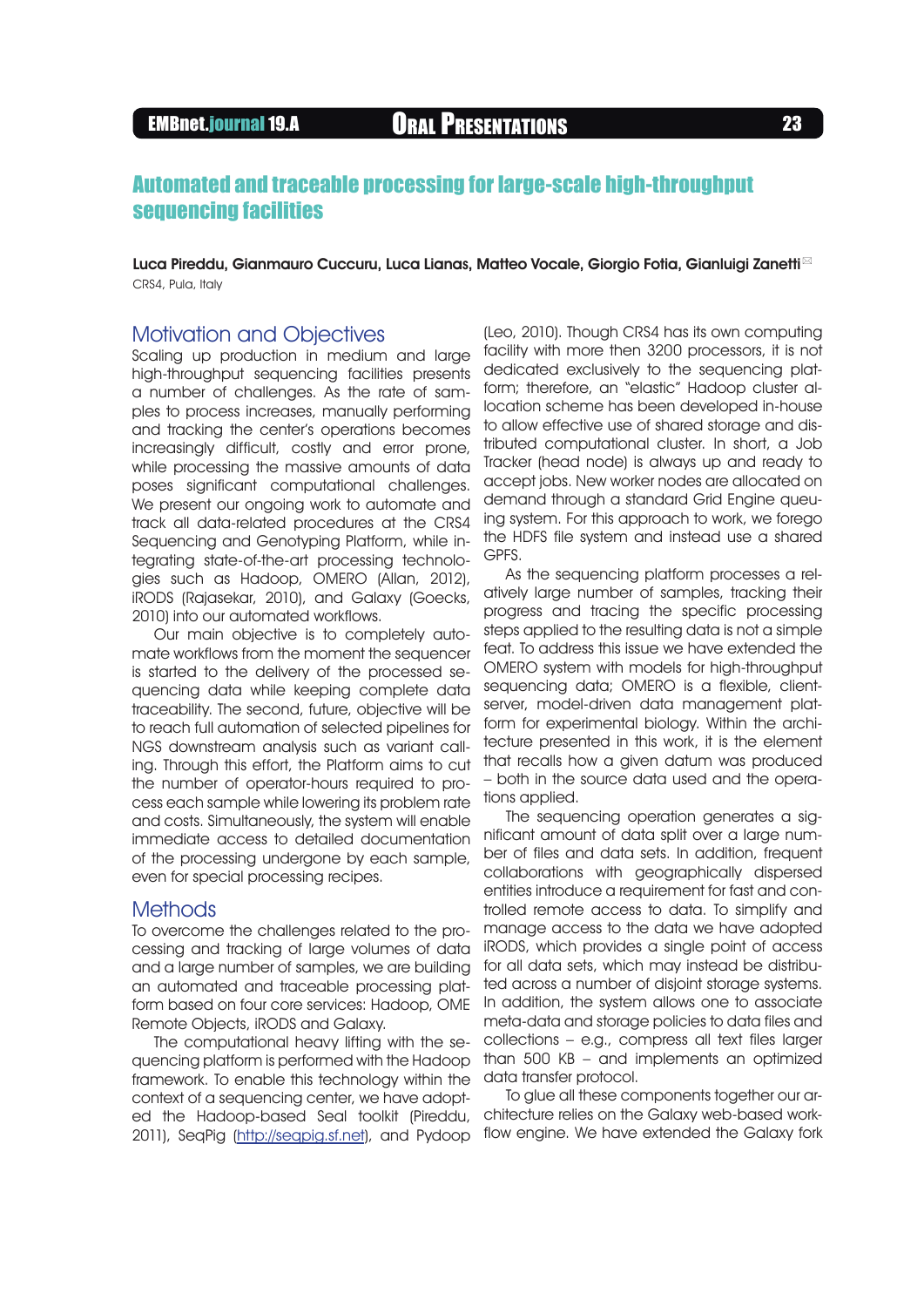# Automated and traceable processing for large-scale high-throughput sequencing facilities

**Luca Pireddu, Gianmauro Cuccuru, Luca Lianas, Matteo Vocale, Giorgio Fotia, Gianluigi Zanetti**

CRS4, Pula, Italy

## Motivation and Objectives

Scaling up production in medium and large high-throughput sequencing facilities presents a number of challenges. As the rate of samples to process increases, manually performing and tracking the center's operations becomes increasingly difficult, costly and error prone, while processing the massive amounts of data poses significant computational challenges. We present our ongoing work to automate and track all data-related procedures at the CRS4 Sequencing and Genotyping Platform, while integrating state-of-the-art processing technologies such as Hadoop, OMERO (Allan, 2012), iRODS (Rajasekar, 2010), and Galaxy (Goecks, 2010) into our automated workflows.

Our main objective is to completely automate workflows from the moment the sequencer is started to the delivery of the processed sequencing data while keeping complete data traceability. The second, future, objective will be to reach full automation of selected pipelines for NGS downstream analysis such as variant calling. Through this effort, the Platform aims to cut the number of operator-hours required to process each sample while lowering its problem rate and costs. Simultaneously, the system will enable immediate access to detailed documentation of the processing undergone by each sample, even for special processing recipes.

## Methods

To overcome the challenges related to the processing and tracking of large volumes of data and a large number of samples, we are building an automated and traceable processing platform based on four core services: Hadoop, OME Remote Objects, iRODS and Galaxy.

The computational heavy lifting with the sequencing platform is performed with the Hadoop framework. To enable this technology within the context of a sequencing center, we have adopted the Hadoop-based Seal toolkit (Pireddu, 2011), SeqPig (http://seqpig.sf.net), and Pydoop (Leo, 2010). Though CRS4 has its own computing facility with more then 3200 processors, it is not dedicated exclusively to the sequencing platform; therefore, an "elastic" Hadoop cluster allocation scheme has been developed in-house to allow effective use of shared storage and distributed computational cluster. In short, a Job Tracker (head node) is always up and ready to accept jobs. New worker nodes are allocated on demand through a standard Grid Engine queuing system. For this approach to work, we forego the HDFS file system and instead use a shared GPFS.

As the sequencing platform processes a relatively large number of samples, tracking their progress and tracing the specific processing steps applied to the resulting data is not a simple feat. To address this issue we have extended the OMERO system with models for high-throughput sequencing data; OMERO is a flexible, client-server, model-driven data management platform for experimental biology. Within the architecture presented in this work, it is the element that recalls how a given datum was produced – both in the source data used and the operations applied.

The sequencing operation generates a significant amount of data split over a large number of files and data sets. In addition, frequent collaborations with geographically dispersed entities introduce a requirement for fast and controlled remote access to data. To simplify and manage access to the data we have adopted iRODS, which provides a single point of access for all data sets, which may instead be distributed across a number of disjoint storage systems. In addition, the system allows one to associate meta-data and storage policies to data files and collections – e.g., compress all text files larger than 500 KB – and implements an optimized data transfer protocol.

To glue all these components together our architecture relies on the Galaxy web-based workflow engine. We have extended the Galaxy fork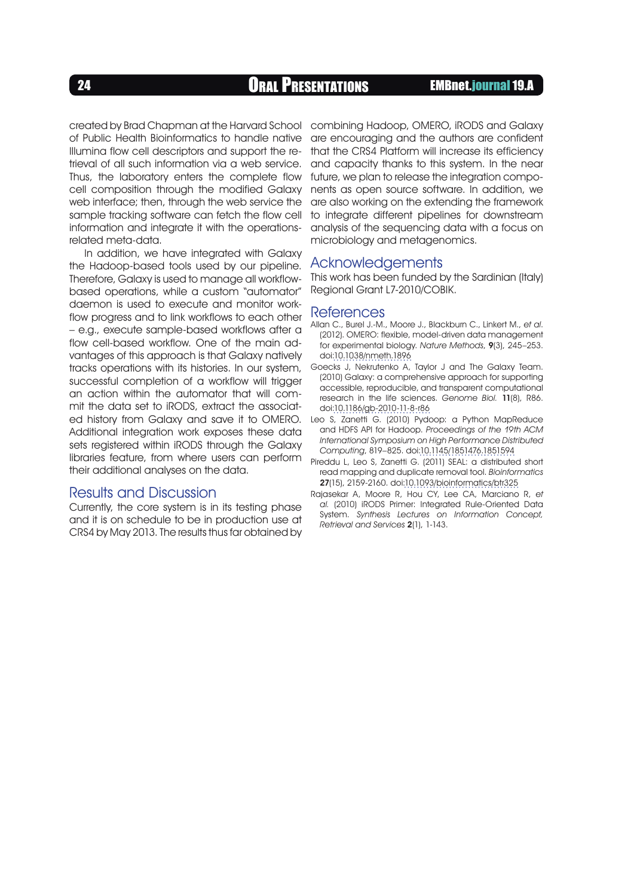created by Brad Chapman at the Harvard School of Public Health Bioinformatics to handle native Illumina flow cell descriptors and support the retrieval of all such information via a web service. Thus, the laboratory enters the complete flow cell composition through the modified Galaxy web interface; then, through the web service the sample tracking software can fetch the flow cell information and integrate it with the operations-related meta-data.

In addition, we have integrated with Galaxy the Hadoop-based tools used by our pipeline. Therefore, Galaxy is used to manage all workflow-based operations, while a custom "automator" daemon is used to execute and monitor workflow progress and to link workflows to each other – e.g., execute sample-based workflows after a flow cell-based workflow. One of the main advantages of this approach is that Galaxy natively tracks operations with its histories. In our system, successful completion of a workflow will trigger an action within the automator that will commit the data set to iRODS, extract the associated history from Galaxy and save it to OMERO. Additional integration work exposes these data sets registered within iRODS through the Galaxy libraries feature, from where users can perform their additional analyses on the data.

## Results and Discussion

Currently, the core system is in its testing phase and it is on schedule to be in production use at CRS4 by May 2013. The results thus far obtained by combining Hadoop, OMERO, iRODS and Galaxy are encouraging and the authors are confident that the CRS4 Platform will increase its efficiency and capacity thanks to this system. In the near future, we plan to release the integration components as open source software. In addition, we are also working on the extending the framework to integrate different pipelines for downstream analysis of the sequencing data with a focus on microbiology and metagenomics.

## Acknowledgements

This work has been funded by the Sardinian (Italy) Regional Grant L7-2010/COBIK.

## References

Allan C., Burel J.-M., Moore J., Blackburn C., Linkert M., *et al.* (2012). OMERO: flexible, model-driven data management for experimental biology. *Nature Methods*, **9**(3), 245–253. doi:10.1038/nmeth.1896

Goecks J, Nekrutenko A, Taylor J and The Galaxy Team. (2010) Galaxy: a comprehensive approach for supporting accessible, reproducible, and transparent computational research in the life sciences. *Genome Biol.* **11**(8), R86. doi:10.1186/gb-2010-11-8-r86

Leo S, Zanetti G. (2010) Pydoop: a Python MapReduce and HDFS API for Hadoop. *Proceedings of the 19th ACM International Symposium on High Performance Distributed Computing*, 819–825. doi:10.1145/1851476.1851594

Pireddu L, Leo S, Zanetti G. (2011) SEAL: a distributed short read mapping and duplicate removal tool. *Bioinformatics* **27**(15), 2159-2160. doi:10.1093/bioinformatics/btr325

Rajasekar A, Moore R, Hou CY, Lee CA, Marciano R, *et al.* (2010) iRODS Primer: Integrated Rule-Oriented Data System. *Synthesis Lectures on Information Concept, Retrieval and Services* **2**(1), 1-143.